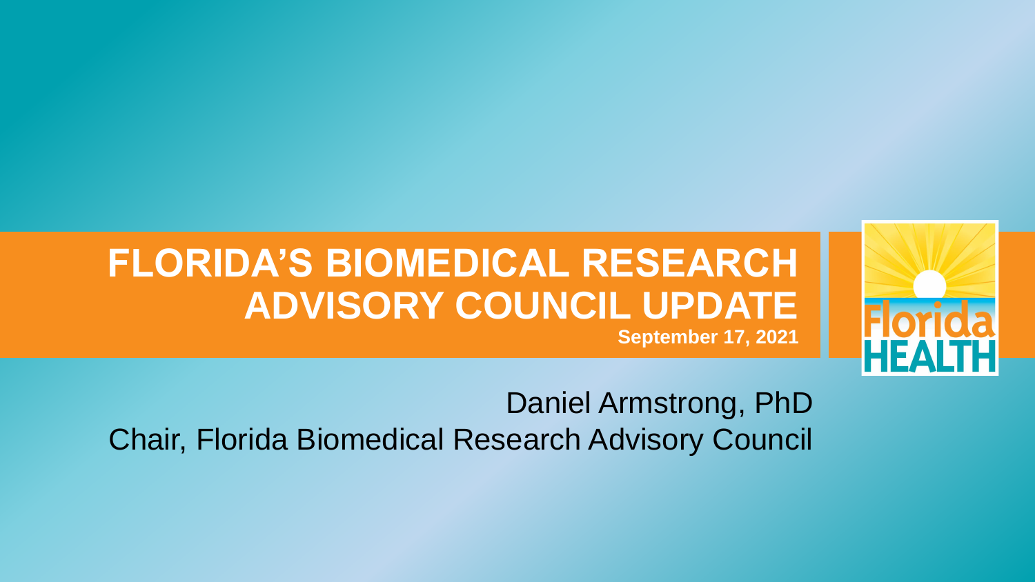# FLORIDA'S BIOMEDICAL RESEARCH ADVISORY COUNCIL UPDATE

**September 17, 2021**

Daniel Armstrong, PhD

Chair, Florida Biomedical Research Advisory Council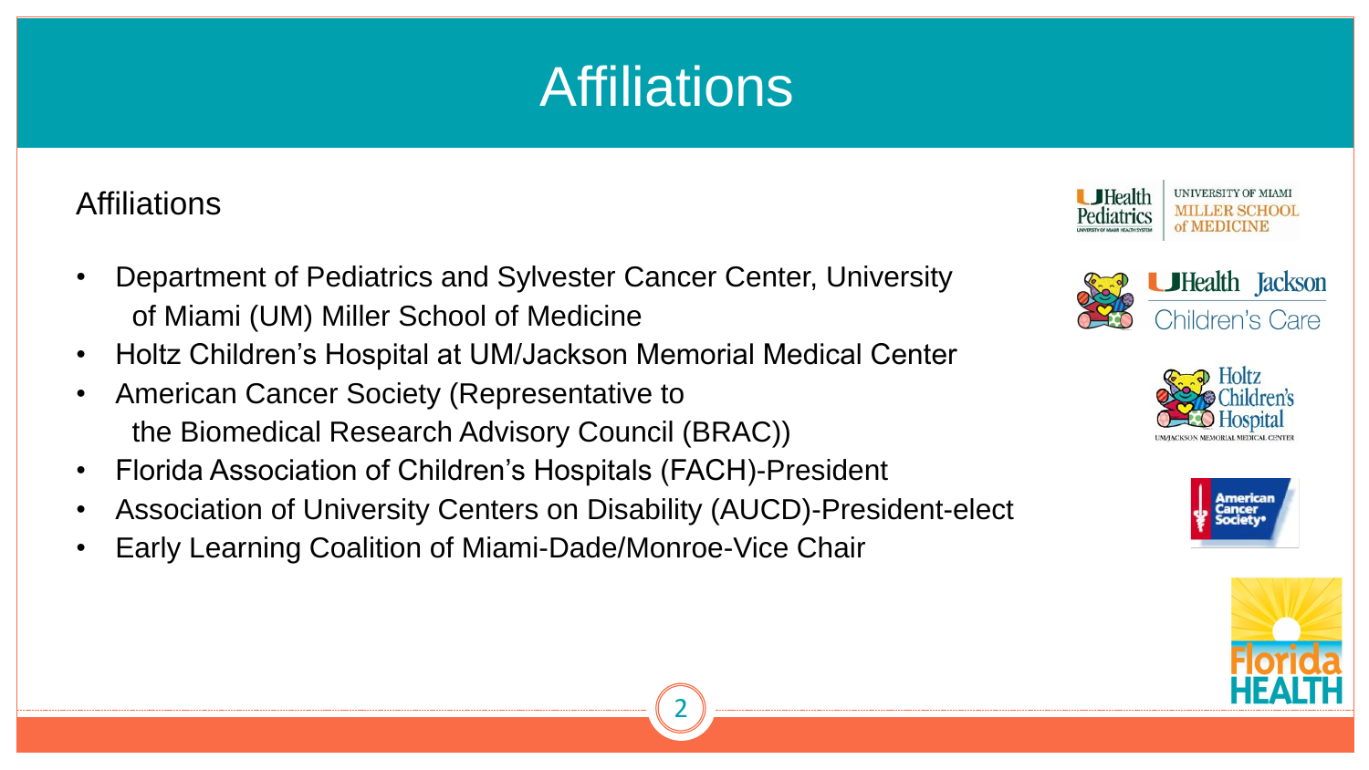# Affiliations

Affiliations

- Department of Pediatrics and Sylvester Cancer Center, University of Miami (UM) Miller School of Medicine
- Holtz Children's Hospital at UM/Jackson Memorial Medical Center
- American Cancer Society (Representative to the Biomedical Research Advisory Council (BRAC))
- Florida Association of Children's Hospitals (FACH)-President
- Association of University Centers on Disability (AUCD)-President-elect
- Early Learning Coalition of Miami-Dade/Monroe-Vice Chair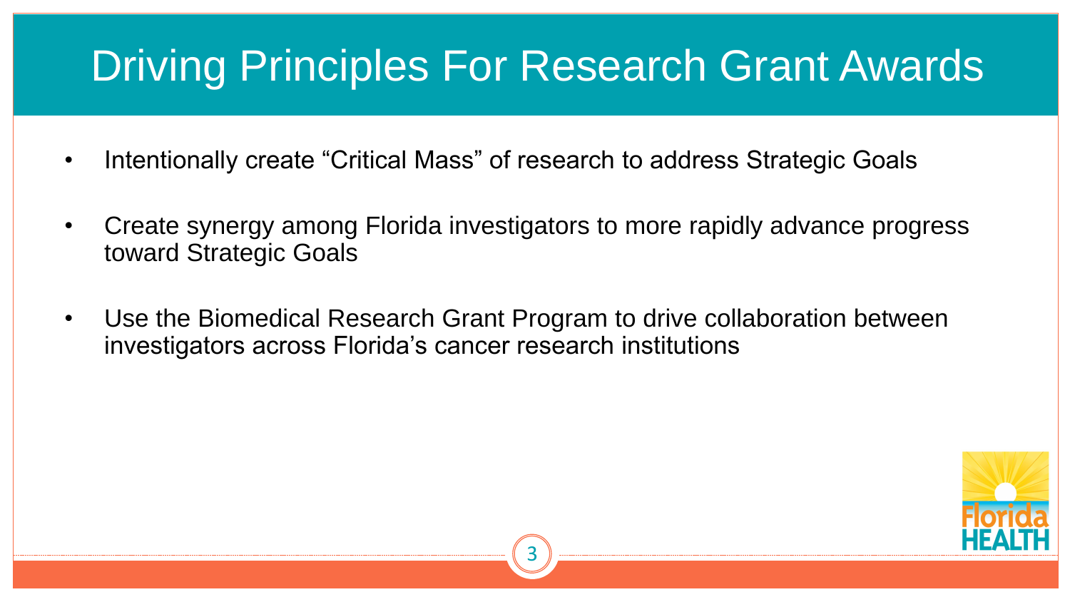# Driving Principles For Research Grant Awards

- Intentionally create “Critical Mass” of research to address Strategic Goals
- Create synergy among Florida investigators to more rapidly advance progress toward Strategic Goals
- Use the Biomedical Research Grant Program to drive collaboration between investigators across Florida’s cancer research institutions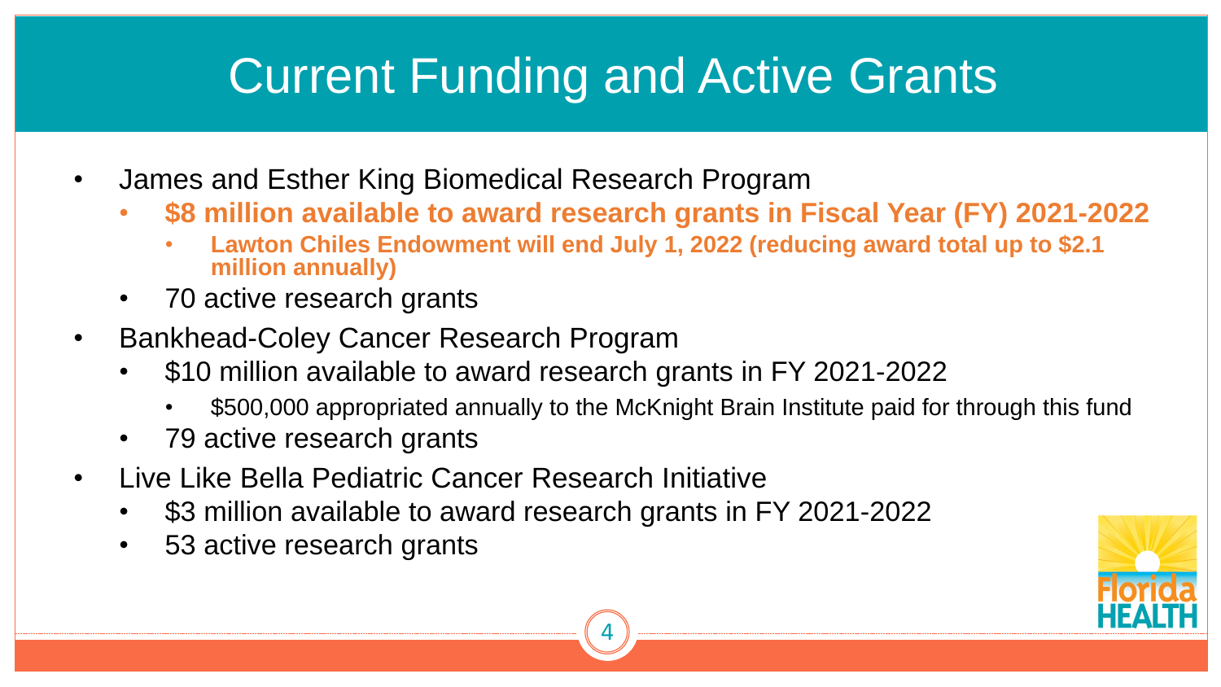# Current Funding and Active Grants

- James and Esther King Biomedical Research Program
  - **$8 million available to award research grants in Fiscal Year (FY) 2021-2022**
    - **Lawton Chiles Endowment will end July 1, 2022 (reducing award total up to $2.1 million annually)**
  - 70 active research grants
- Bankhead-Coley Cancer Research Program
  - $10 million available to award research grants in FY 2021-2022
    - $500,000 appropriated annually to the McKnight Brain Institute paid for through this fund
  - 79 active research grants
- Live Like Bella Pediatric Cancer Research Initiative
  - $3 million available to award research grants in FY 2021-2022
  - 53 active research grants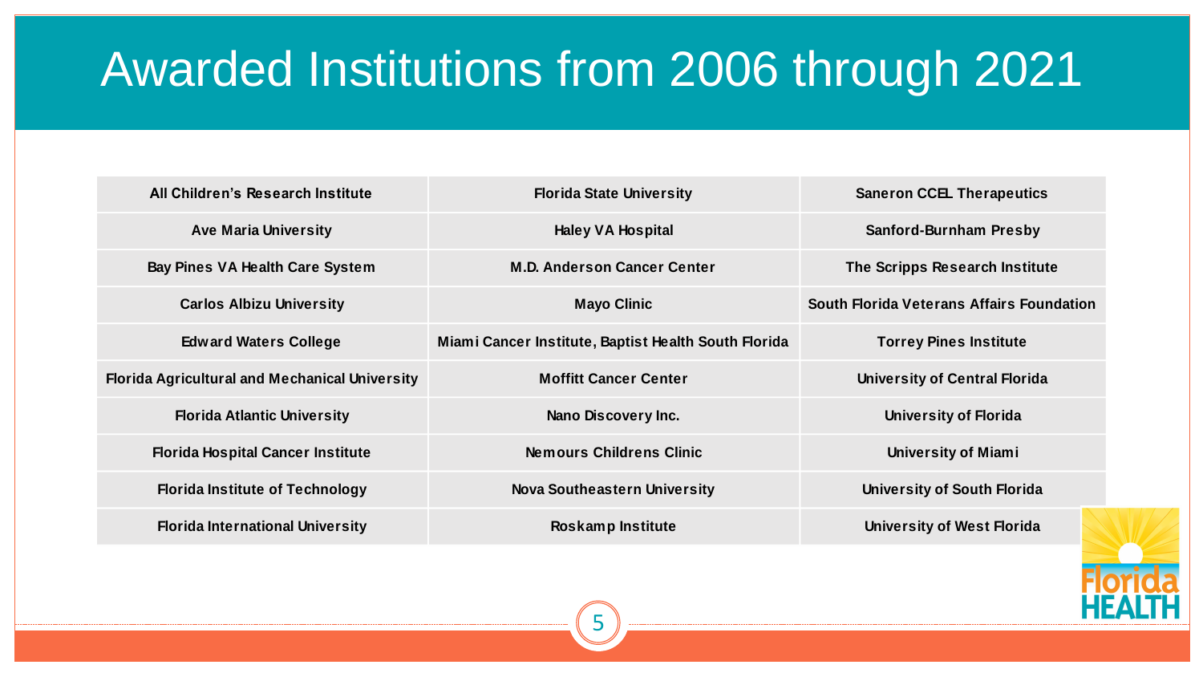# Awarded Institutions from 2006 through 2021

| | | |
|---|---|---|
| All Children's Research Institute | Florida State University | Saneron CCEL Therapeutics |
| Ave Maria University | Haley VA Hospital | Sanford-Burnham Presby |
| Bay Pines VA Health Care System | M.D. Anderson Cancer Center | The Scripps Research Institute |
| Carlos Albizu University | Mayo Clinic | South Florida Veterans Affairs Foundation |
| Edward Waters College | Miami Cancer Institute, Baptist Health South Florida | Torrey Pines Institute |
| Florida Agricultural and Mechanical University | Moffitt Cancer Center | University of Central Florida |
| Florida Atlantic University | Nano Discovery Inc. | University of Florida |
| Florida Hospital Cancer Institute | Nemours Childrens Clinic | University of Miami |
| Florida Institute of Technology | Nova Southeastern University | University of South Florida |
| Florida International University | Roskamp Institute | University of West Florida |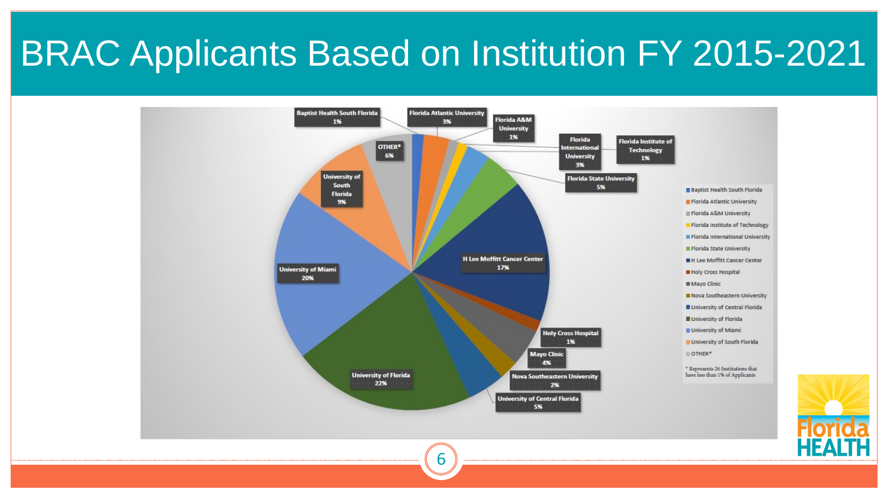# BRAC Applicants Based on Institution FY 2015-2021

| Institution | Percentage |
|---|---|
| Baptist Health South Florida | 1% |
| Florida Atlantic University | 3% |
| Florida A&M University | 1% |
| Florida Institute of Technology | 1% |
| Florida International University | 3% |
| Florida State University | 5% |
| H Lee Moffitt Cancer Center | 17% |
| Holy Cross Hospital | 1% |
| Mayo Clinic | 4% |
| Nova Southeastern University | 2% |
| University of Central Florida | 5% |
| University of Florida | 22% |
| University of Miami | 20% |
| University of South Florida | 9% |
| OTHER* | 6% |

* Represents 26 Institutions that have less than 1% of Applicants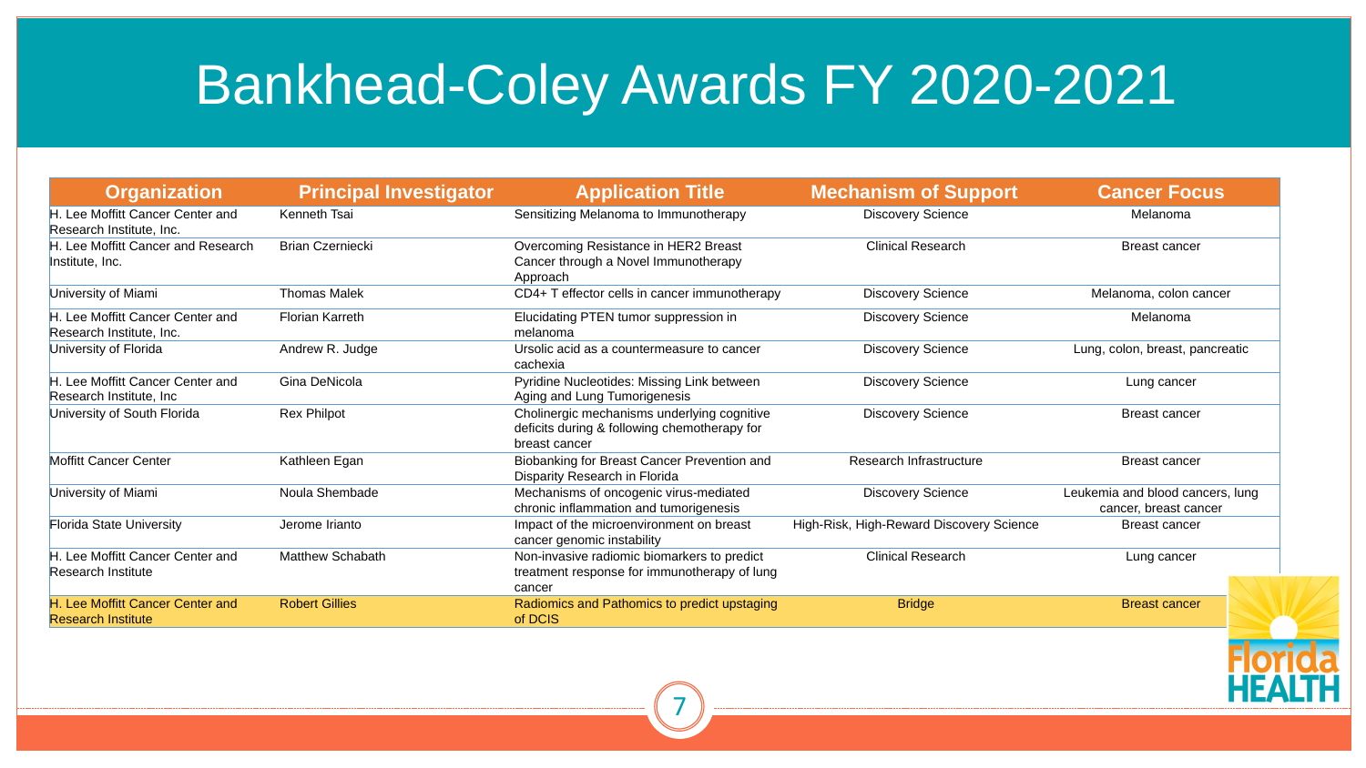# Bankhead-Coley Awards FY 2020-2021

| Organization | Principal Investigator | Application Title | Mechanism of Support | Cancer Focus |
|---|---|---|---|---|
| H. Lee Moffitt Cancer Center and Research Institute, Inc. | Kenneth Tsai | Sensitizing Melanoma to Immunotherapy | Discovery Science | Melanoma |
| H. Lee Moffitt Cancer and Research Institute, Inc. | Brian Czerniecki | Overcoming Resistance in HER2 Breast Cancer through a Novel Immunotherapy Approach | Clinical Research | Breast cancer |
| University of Miami | Thomas Malek | CD4+ T effector cells in cancer immunotherapy | Discovery Science | Melanoma, colon cancer |
| H. Lee Moffitt Cancer Center and Research Institute, Inc. | Florian Karreth | Elucidating PTEN tumor suppression in melanoma | Discovery Science | Melanoma |
| University of Florida | Andrew R. Judge | Ursolic acid as a countermeasure to cancer cachexia | Discovery Science | Lung, colon, breast, pancreatic |
| H. Lee Moffitt Cancer Center and Research Institute, Inc | Gina DeNicola | Pyridine Nucleotides: Missing Link between Aging and Lung Tumorigenesis | Discovery Science | Lung cancer |
| University of South Florida | Rex Philpot | Cholinergic mechanisms underlying cognitive deficits during & following chemotherapy for breast cancer | Discovery Science | Breast cancer |
| Moffitt Cancer Center | Kathleen Egan | Biobanking for Breast Cancer Prevention and Disparity Research in Florida | Research Infrastructure | Breast cancer |
| University of Miami | Noula Shembade | Mechanisms of oncogenic virus-mediated chronic inflammation and tumorigenesis | Discovery Science | Leukemia and blood cancers, lung cancer, breast cancer |
| Florida State University | Jerome Irianto | Impact of the microenvironment on breast cancer genomic instability | High-Risk, High-Reward Discovery Science | Breast cancer |
| H. Lee Moffitt Cancer Center and Research Institute | Matthew Schabath | Non-invasive radiomic biomarkers to predict treatment response for immunotherapy of lung cancer | Clinical Research | Lung cancer |
| H. Lee Moffitt Cancer Center and Research Institute | Robert Gillies | Radiomics and Pathomics to predict upstaging of DCIS | Bridge | Breast cancer |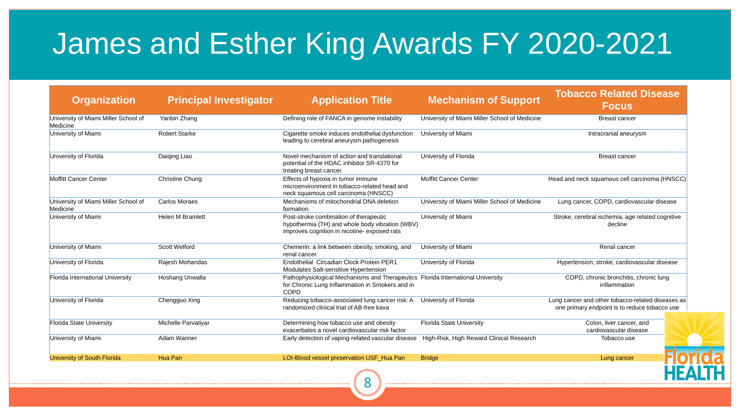# James and Esther King Awards FY 2020-2021

| Organization | Principal Investigator | Application Title | Mechanism of Support | Tobacco Related Disease Focus |
|---|---|---|---|---|
| University of Miami Miller School of Medicine | Yanbin Zhang | Defining role of FANCA in genome instability | University of Miami Miller School of Medicine | Breast cancer |
| University of Miami | Robert Starke | Cigarette smoke induces endothelial dysfunction leading to cerebral aneurysm pathogenesis | University of Miami | Intracranial aneurysm |
| University of Florida | Daiqing Liao | Novel mechanism of action and translational potential of the HDAC inhibitor SR-4370 for treating breast cancer | University of Florida | Breast cancer |
| Moffitt Cancer Center | Christine Chung | Effects of hypoxia in tumor immune microenvironment in tobacco-related head and neck squamous cell carcinoma (HNSCC) | Moffitt Cancer Center | Head and neck squamous cell carcinoma (HNSCC) |
| University of Miami Miller School of Medicine | Carlos Moraes | Mechanisms of mitochondrial DNA deletion formation | University of Miami Miller School of Medicine | Lung cancer, COPD, cardiovascular disease |
| University of Miami | Helen M Bramlett | Post-stroke combination of therapeutic hypothermia (TH) and whole body vibration (WBV) improves cognition in nicotine- exposed rats | University of Miami | Stroke, cerebral ischemia, age related cognitive decline |
| University of Miami | Scott Welford | Chemerin: a link between obesity, smoking, and renal cancer. | University of Miami | Renal cancer |
| University of Florida | Rajesh Mohandas | Endothelial Circadian Clock Protein PER1 Modulates Salt-sensitive Hypertension | University of Florida | Hypertension, stroke, cardiovascular disease |
| Florida International University | Hoshang Unwalla | Pathophysiological Mechanisms and Therapeutics for Chronic Lung Inflammation in Smokers and in COPD | Florida International University | COPD, chronic bronchitis, chronic lung inflammation |
| University of Florida | Chengguo Xing | Reducing tobacco-associated lung cancer risk: A randomized clinical trial of AB-free kava | University of Florida | Lung cancer and other tobacco-related diseases as one primary endpoint is to reduce tobacco use |
| Florida State University | Michelle Parvatiyar | Determining how tobacco use and obesity exacerbates a novel cardiovascular risk factor | Florida State University | Colon, liver cancer, and cardiovascular disease |
| University of Miami | Adam Wanner | Early detection of vaping-related vascular disease | High-Risk, High Reward Clinical Research | Tobacco use |
| University of South Florida | Hua Pan | LOI-Blood vessel preservation USF_Hua Pan | Bridge | Lung cancer |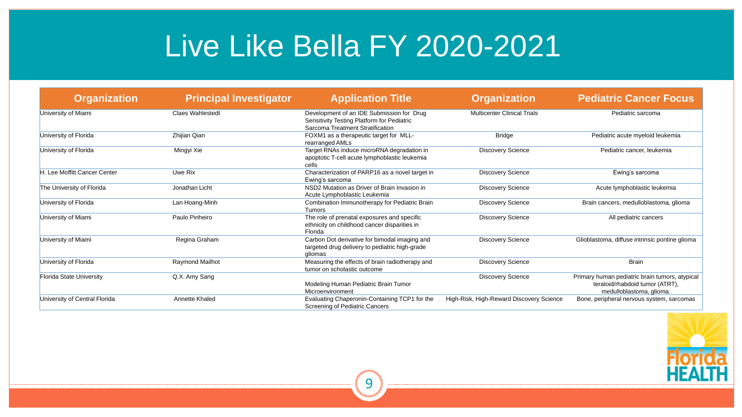# Live Like Bella FY 2020-2021

| Organization | Principal Investigator | Application Title | Organization | Pediatric Cancer Focus |
| --- | --- | --- | --- | --- |
| University of Miami | Claes Wahlestedt | Development of an IDE Submission for Drug Sensitivity Testing Platform for Pediatric Sarcoma Treatment Stratification | Multicenter Clinical Trials | Pediatric sarcoma |
| University of Florida | Zhijian Qian | FOXM1 as a therapeutic target for MLL-rearranged AMLs | Bridge | Pediatric acute myeloid leukemia |
| University of Florida | Mingyi Xie | Target RNAs induce microRNA degradation in apoptotic T-cell acute lymphoblastic leukemia cells | Discovery Science | Pediatric cancer, leukemia |
| H. Lee Moffitt Cancer Center | Uwe Rix | Characterization of PARP16 as a novel target in Ewing's sarcoma | Discovery Science | Ewing's sarcoma |
| The University of Florida | Jonathan Licht | NSD2 Mutation as Driver of Brain Invasion in Acute Lymphoblastic Leukemia | Discovery Science | Acute lymphoblastic leukemia |
| University of Florida | Lan Hoang-Minh | Combination Immunotherapy for Pediatric Brain Tumors | Discovery Science | Brain cancers, medulloblastoma, glioma |
| University of Miami | Paulo Pinheiro | The role of prenatal exposures and specific ethnicity on childhood cancer disparities in Florida | Discovery Science | All pediatric cancers |
| University of Miami | Regina Graham | Carbon Dot derivative for bimodal imaging and targeted drug delivery to pediatric high-grade gliomas | Discovery Science | Glioblastoma, diffuse intrinsic pontine glioma |
| University of Florida | Raymond Mailhot | Measuring the effects of brain radiotherapy and tumor on scholastic outcome | Discovery Science | Brain |
| Florida State University | Q.X. Amy Sang | Modeling Human Pediatric Brain Tumor Microenvironment | Discovery Science | Primary human pediatric brain tumors, atypical teratoid/rhabdoid tumor (ATRT), medulloblastoma, glioma. |
| University of Central Florida | Annette Khaled | Evaluating Chaperonin-Containing TCP1 for the Screening of Pediatric Cancers | High-Risk, High-Reward Discovery Science | Bone, peripheral nervous system, sarcomas |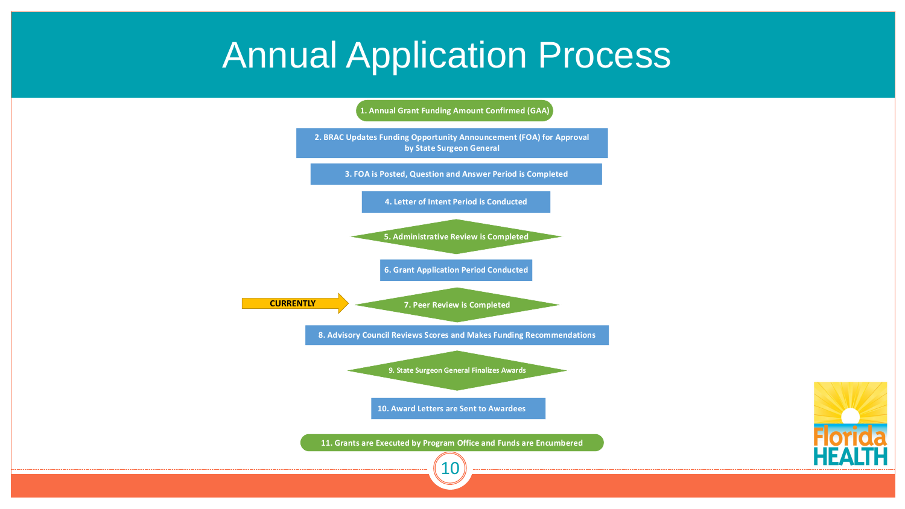# Annual Application Process

1. Annual Grant Funding Amount Confirmed (GAA)
2. BRAC Updates Funding Opportunity Announcement (FOA) for Approval by State Surgeon General
3. FOA is Posted, Question and Answer Period is Completed
4. Letter of Intent Period is Conducted
5. Administrative Review is Completed
6. Grant Application Period Conducted
7. Peer Review is Completed ← **CURRENTLY**
8. Advisory Council Reviews Scores and Makes Funding Recommendations
9. State Surgeon General Finalizes Awards
10. Award Letters are Sent to Awardees
11. Grants are Executed by Program Office and Funds are Encumbered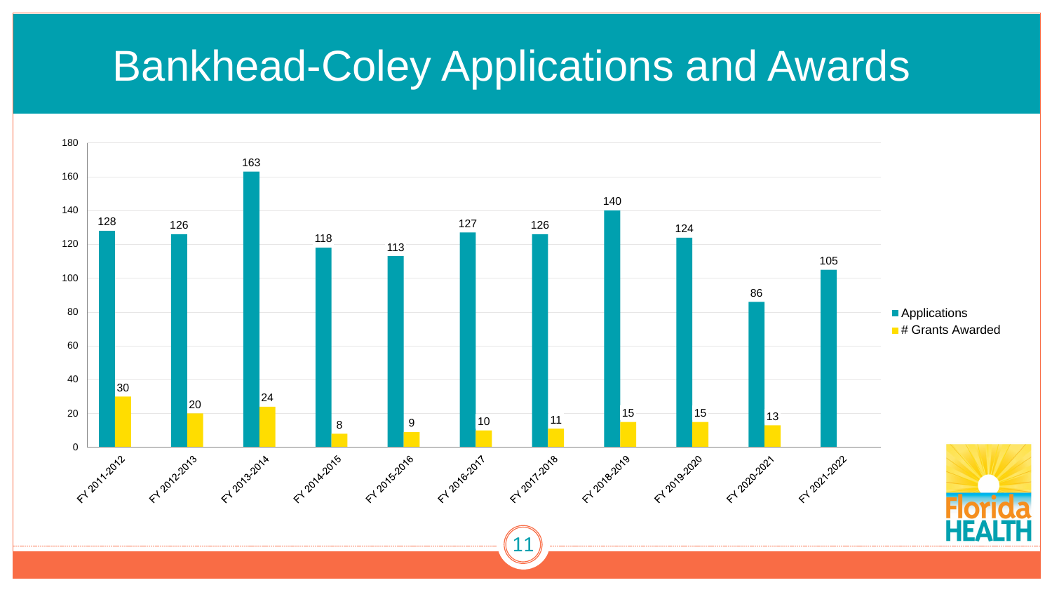# Bankhead-Coley Applications and Awards

| Fiscal Year | Applications | # Grants Awarded |
|---|---|---|
| FY 2011-2012 | 128 | 30 |
| FY 2012-2013 | 126 | 20 |
| FY 2013-2014 | 163 | 24 |
| FY 2014-2015 | 118 | 8 |
| FY 2015-2016 | 113 | 9 |
| FY 2016-2017 | 127 | 10 |
| FY 2017-2018 | 126 | 11 |
| FY 2018-2019 | 140 | 15 |
| FY 2019-2020 | 124 | 15 |
| FY 2020-2021 | 86 | 13 |
| FY 2021-2022 | 105 | |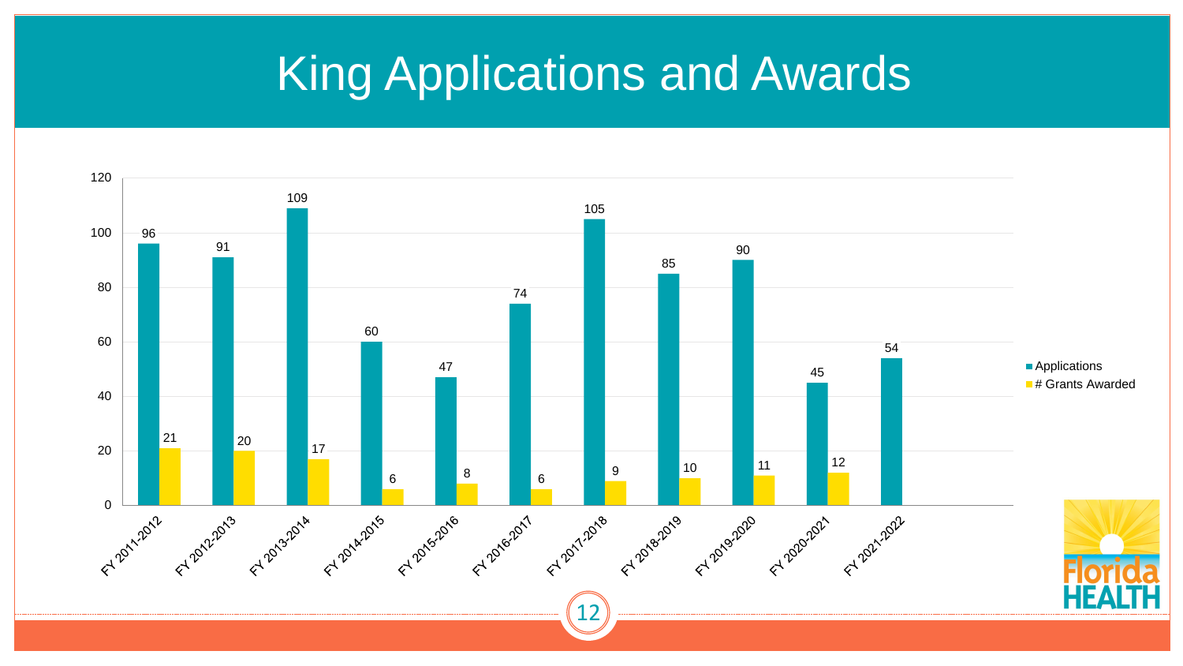# King Applications and Awards

| | Applications | # Grants Awarded |
|---|---|---|
| FY 2011-2012 | 96 | 21 |
| FY 2012-2013 | 91 | 20 |
| FY 2013-2014 | 109 | 17 |
| FY 2014-2015 | 60 | 6 |
| FY 2015-2016 | 47 | 8 |
| FY 2016-2017 | 74 | 6 |
| FY 2017-2018 | 105 | 9 |
| FY 2018-2019 | 85 | 10 |
| FY 2019-2020 | 90 | 11 |
| FY 2020-2021 | 45 | 12 |
| FY 2021-2022 | 54 | |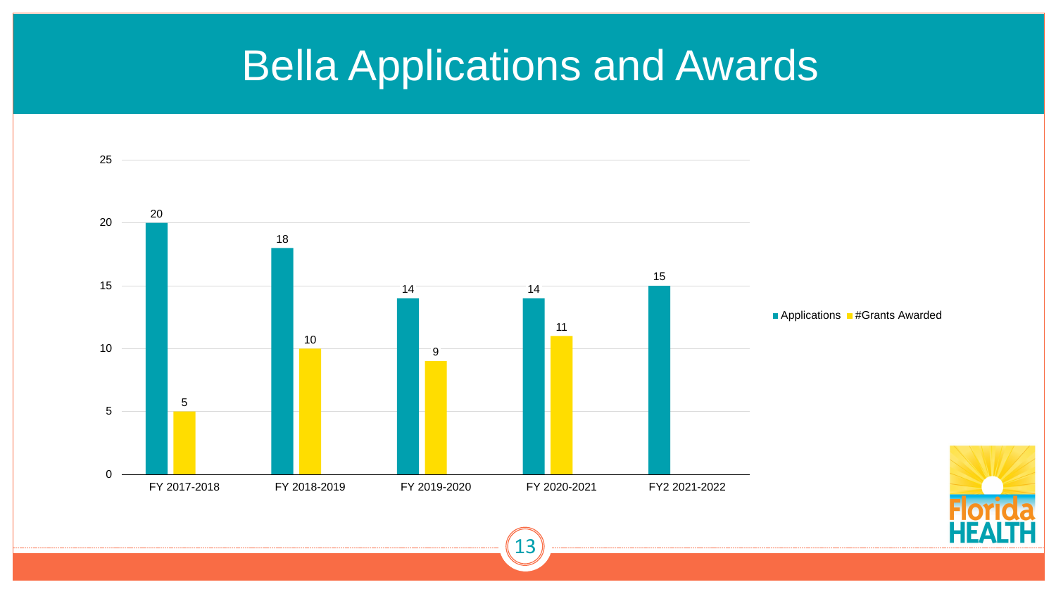# Bella Applications and Awards

| | Applications | #Grants Awarded |
|---|---|---|
| FY 2017-2018 | 20 | 5 |
| FY 2018-2019 | 18 | 10 |
| FY 2019-2020 | 14 | 9 |
| FY 2020-2021 | 14 | 11 |
| FY2 2021-2022 | 15 | |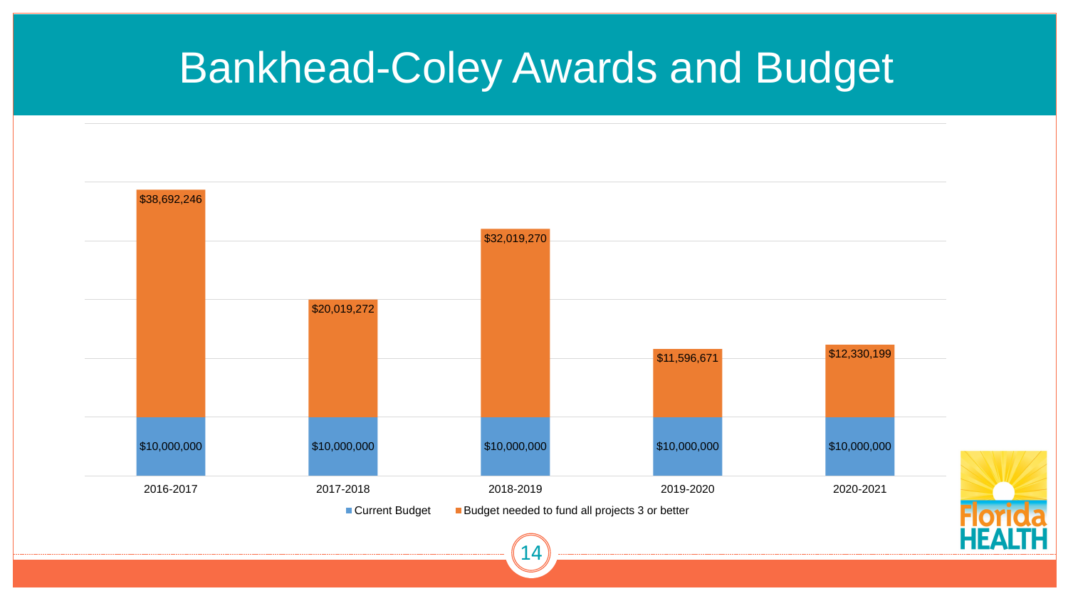# Bankhead-Coley Awards and Budget

| Year | Current Budget | Budget needed to fund all projects 3 or better |
| --- | --- | --- |
| 2016-2017 | $10,000,000 | $38,692,246 |
| 2017-2018 | $10,000,000 | $20,019,272 |
| 2018-2019 | $10,000,000 | $32,019,270 |
| 2019-2020 | $10,000,000 | $11,596,671 |
| 2020-2021 | $10,000,000 | $12,330,199 |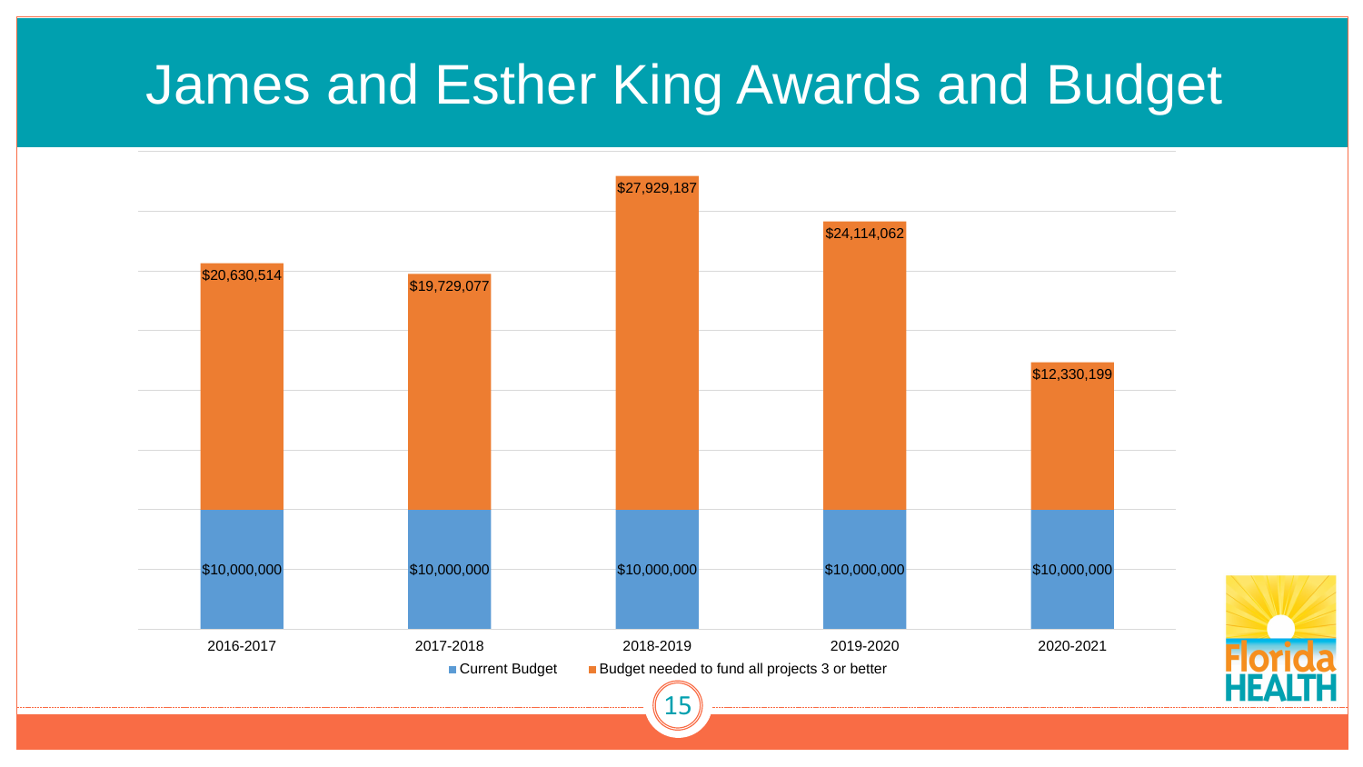# James and Esther King Awards and Budget

| | Current Budget | Budget needed to fund all projects 3 or better |
| --- | --- | --- |
| 2016-2017 | $10,000,000 | $20,630,514 |
| 2017-2018 | $10,000,000 | $19,729,077 |
| 2018-2019 | $10,000,000 | $27,929,187 |
| 2019-2020 | $10,000,000 | $24,114,062 |
| 2020-2021 | $10,000,000 | $12,330,199 |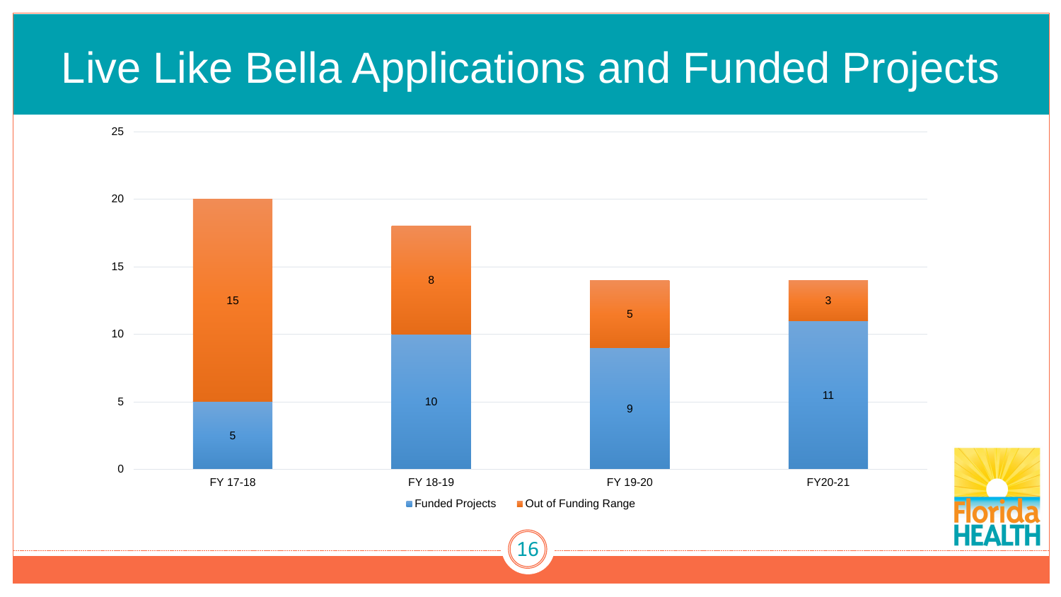# Live Like Bella Applications and Funded Projects

| | FY 17-18 | FY 18-19 | FY 19-20 | FY20-21 |
|---|---|---|---|---|
| Funded Projects | 5 | 10 | 9 | 11 |
| Out of Funding Range | 15 | 8 | 5 | 3 |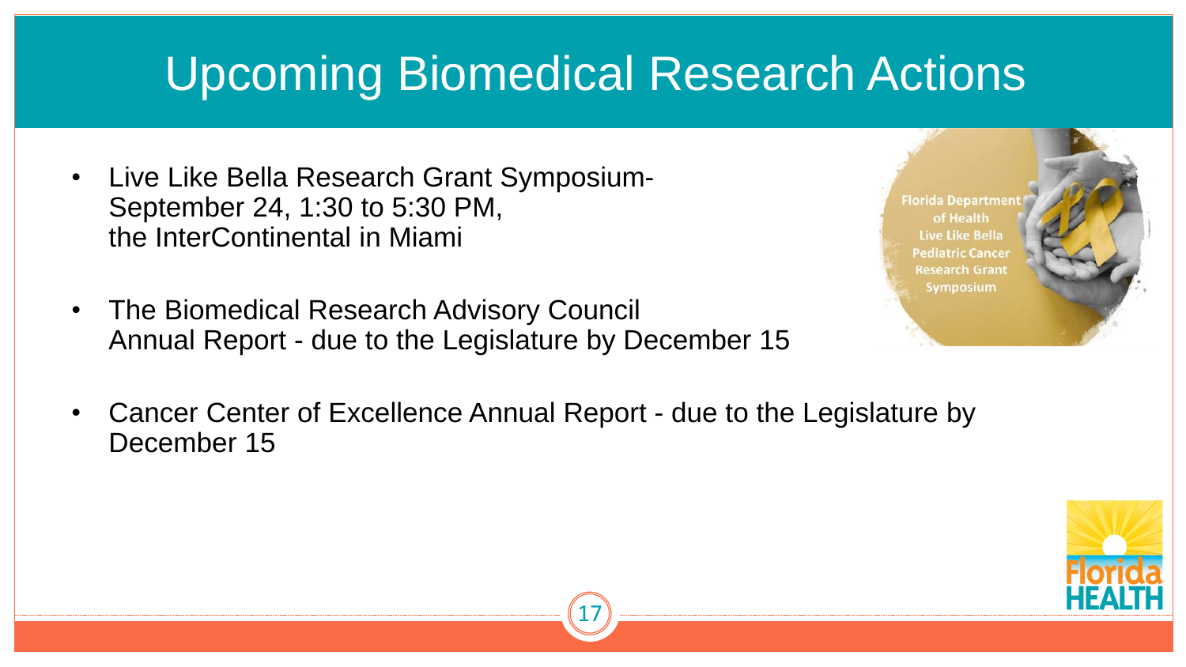# Upcoming Biomedical Research Actions

- Live Like Bella Research Grant Symposium-
  September 24, 1:30 to 5:30 PM,
  the InterContinental in Miami
- The Biomedical Research Advisory Council
  Annual Report - due to the Legislature by December 15
- Cancer Center of Excellence Annual Report - due to the Legislature by December 15